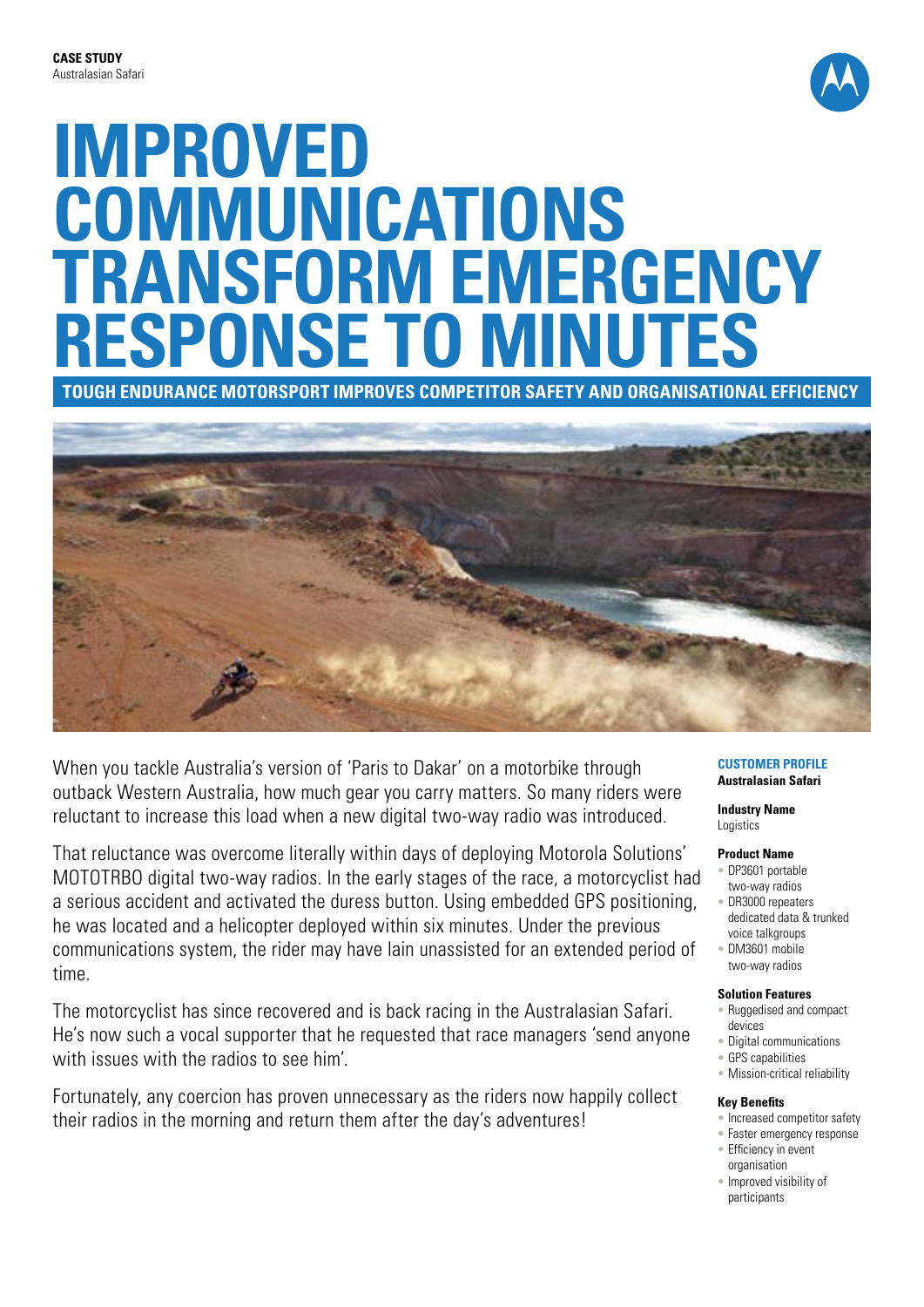**CASE STUDY**
Australasian Safari

# IMPROVED COMMUNICATIONS TRANSFORM EMERGENCY RESPONSE TO MINUTES

## TOUGH ENDURANCE MOTORSPORT IMPROVES COMPETITOR SAFETY AND ORGANISATIONAL EFFICIENCY

When you tackle Australia's version of 'Paris to Dakar' on a motorbike through outback Western Australia, how much gear you carry matters. So many riders were reluctant to increase this load when a new digital two-way radio was introduced.

That reluctance was overcome literally within days of deploying Motorola Solutions' MOTOTRBO digital two-way radios. In the early stages of the race, a motorcyclist had a serious accident and activated the duress button. Using embedded GPS positioning, he was located and a helicopter deployed within six minutes. Under the previous communications system, the rider may have lain unassisted for an extended period of time.

The motorcyclist has since recovered and is back racing in the Australasian Safari. He's now such a vocal supporter that he requested that race managers 'send anyone with issues with the radios to see him'.

Fortunately, any coercion has proven unnecessary as the riders now happily collect their radios in the morning and return them after the day's adventures!

**CUSTOMER PROFILE**
**Australasian Safari**

**Industry Name**
Logistics

**Product Name**
- DP3601 portable two-way radios
- DR3000 repeaters dedicated data & trunked voice talkgroups
- DM3601 mobile two-way radios

**Solution Features**
- Ruggedised and compact devices
- Digital communications
- GPS capabilities
- Mission-critical reliability

**Key Benefits**
- Increased competitor safety
- Faster emergency response
- Efficiency in event organisation
- Improved visibility of participants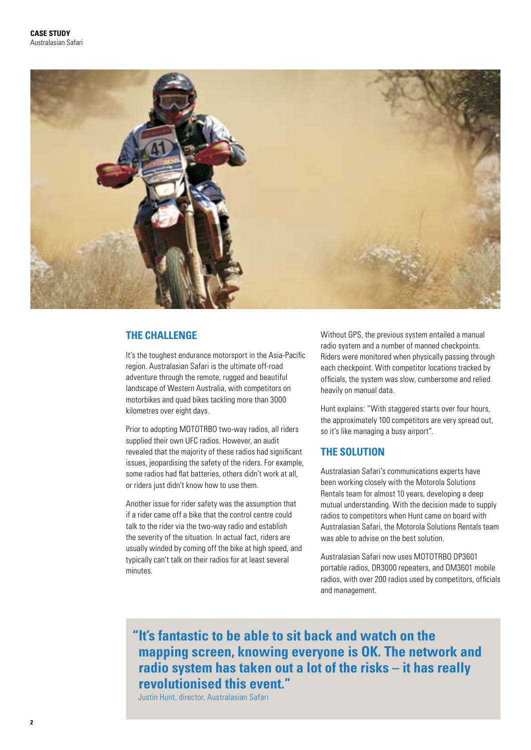**CASE STUDY**
Australasian Safari

## THE CHALLENGE

It's the toughest endurance motorsport in the Asia-Pacific region. Australasian Safari is the ultimate off-road adventure through the remote, rugged and beautiful landscape of Western Australia, with competitors on motorbikes and quad bikes tackling more than 3000 kilometres over eight days.

Prior to adopting MOTOTRBO two-way radios, all riders supplied their own UFC radios. However, an audit revealed that the majority of these radios had significant issues, jeopardising the safety of the riders. For example, some radios had flat batteries, others didn't work at all, or riders just didn't know how to use them.

Another issue for rider safety was the assumption that if a rider came off a bike that the control centre could talk to the rider via the two-way radio and establish the severity of the situation. In actual fact, riders are usually winded by coming off the bike at high speed, and typically can't talk on their radios for at least several minutes.

Without GPS, the previous system entailed a manual radio system and a number of manned checkpoints. Riders were monitored when physically passing through each checkpoint. With competitor locations tracked by officials, the system was slow, cumbersome and relied heavily on manual data.

Hunt explains: "With staggered starts over four hours, the approximately 100 competitors are very spread out, so it's like managing a busy airport".

## THE SOLUTION

Australasian Safari's communications experts have been working closely with the Motorola Solutions Rentals team for almost 10 years, developing a deep mutual understanding. With the decision made to supply radios to competitors when Hunt came on board with Australasian Safari, the Motorola Solutions Rentals team was able to advise on the best solution.

Australasian Safari now uses MOTOTRBO DP3601 portable radios, DR3000 repeaters, and DM3601 mobile radios, with over 200 radios used by competitors, officials and management.

> **"It's fantastic to be able to sit back and watch on the mapping screen, knowing everyone is OK. The network and radio system has taken out a lot of the risks – it has really revolutionised this event."**
>
> Justin Hunt, director, Australasian Safari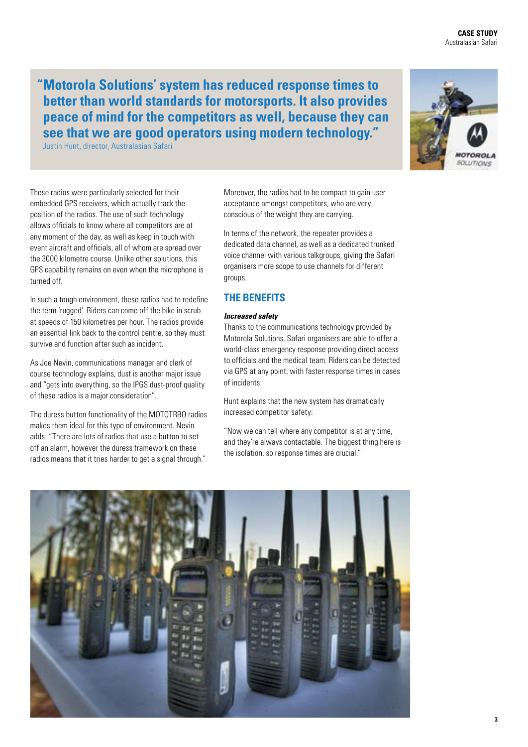> **"Motorola Solutions' system has reduced response times to better than world standards for motorsports. It also provides peace of mind for the competitors as well, because they can see that we are good operators using modern technology."**
> Justin Hunt, director, Australasian Safari

These radios were particularly selected for their embedded GPS receivers, which actually track the position of the radios. The use of such technology allows officials to know where all competitors are at any moment of the day, as well as keep in touch with event aircraft and officials, all of whom are spread over the 3000 kilometre course. Unlike other solutions, this GPS capability remains on even when the microphone is turned off.

In such a tough environment, these radios had to redefine the term 'rugged'. Riders can come off the bike in scrub at speeds of 150 kilometres per hour. The radios provide an essential link back to the control centre, so they must survive and function after such as incident.

As Joe Nevin, communications manager and clerk of course technology explains, dust is another major issue and "gets into everything, so the IPGS dust-proof quality of these radios is a major consideration".

The duress button functionality of the MOTOTRBO radios makes them ideal for this type of environment. Nevin adds: "There are lots of radios that use a button to set off an alarm, however the duress framework on these radios means that it tries harder to get a signal through."

Moreover, the radios had to be compact to gain user acceptance amongst competitors, who are very conscious of the weight they are carrying.

In terms of the network, the repeater provides a dedicated data channel, as well as a dedicated trunked voice channel with various talkgroups, giving the Safari organisers more scope to use channels for different groups.

## THE BENEFITS

***Increased safety***

Thanks to the communications technology provided by Motorola Solutions, Safari organisers are able to offer a world-class emergency response providing direct access to officials and the medical team. Riders can be detected via GPS at any point, with faster response times in cases of incidents.

Hunt explains that the new system has dramatically increased competitor safety:

"Now we can tell where any competitor is at any time, and they're always contactable. The biggest thing here is the isolation, so response times are crucial."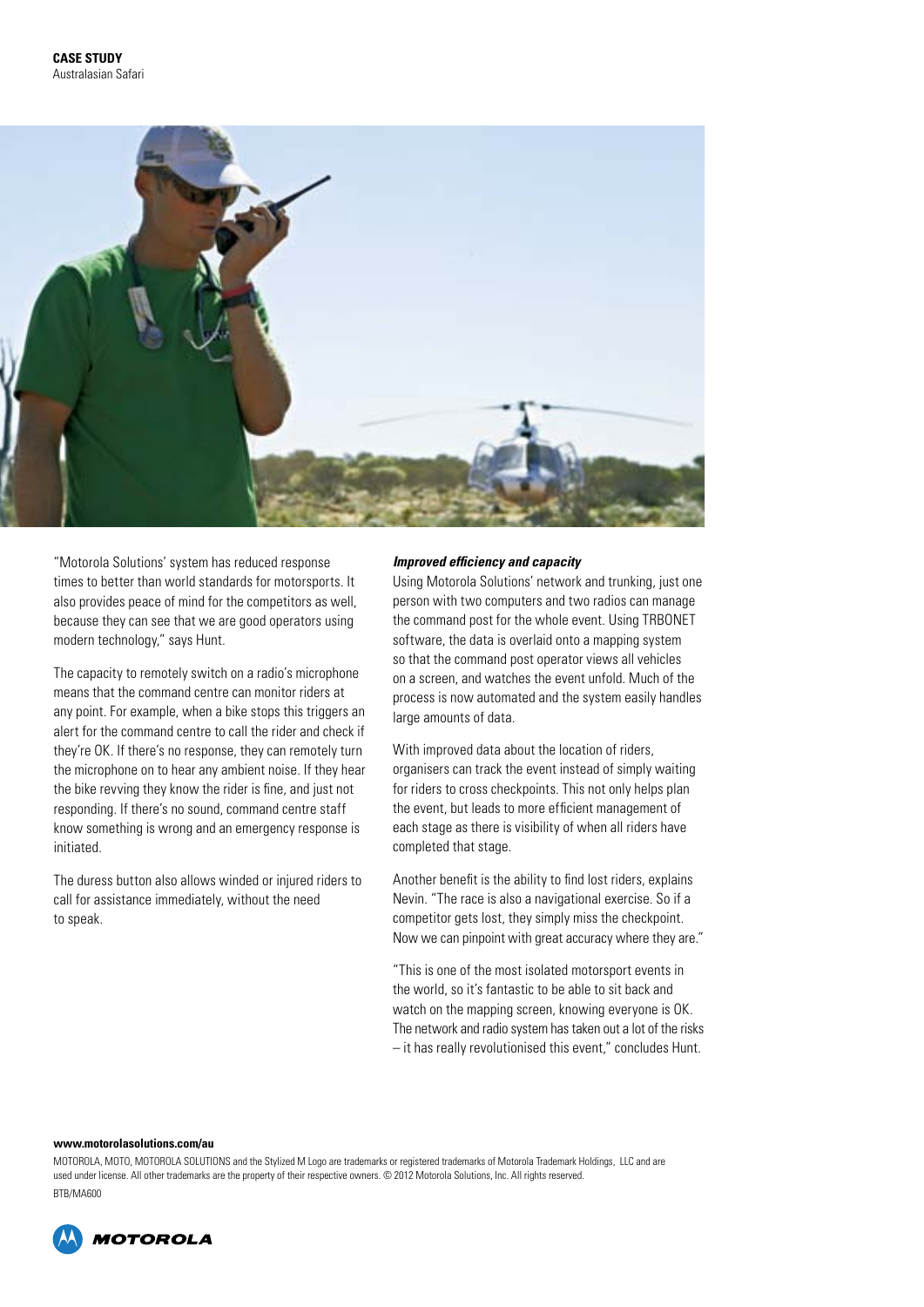"Motorola Solutions' system has reduced response times to better than world standards for motorsports. It also provides peace of mind for the competitors as well, because they can see that we are good operators using modern technology," says Hunt.

The capacity to remotely switch on a radio's microphone means that the command centre can monitor riders at any point. For example, when a bike stops this triggers an alert for the command centre to call the rider and check if they're OK. If there's no response, they can remotely turn the microphone on to hear any ambient noise. If they hear the bike revving they know the rider is fine, and just not responding. If there's no sound, command centre staff know something is wrong and an emergency response is initiated.

The duress button also allows winded or injured riders to call for assistance immediately, without the need to speak.

***Improved efficiency and capacity***

Using Motorola Solutions' network and trunking, just one person with two computers and two radios can manage the command post for the whole event. Using TRBONET software, the data is overlaid onto a mapping system so that the command post operator views all vehicles on a screen, and watches the event unfold. Much of the process is now automated and the system easily handles large amounts of data.

With improved data about the location of riders, organisers can track the event instead of simply waiting for riders to cross checkpoints. This not only helps plan the event, but leads to more efficient management of each stage as there is visibility of when all riders have completed that stage.

Another benefit is the ability to find lost riders, explains Nevin. "The race is also a navigational exercise. So if a competitor gets lost, they simply miss the checkpoint. Now we can pinpoint with great accuracy where they are."

"This is one of the most isolated motorsport events in the world, so it's fantastic to be able to sit back and watch on the mapping screen, knowing everyone is OK. The network and radio system has taken out a lot of the risks – it has really revolutionised this event," concludes Hunt.

**www.motorolasolutions.com/au**

MOTOROLA, MOTO, MOTOROLA SOLUTIONS and the Stylized M Logo are trademarks or registered trademarks of Motorola Trademark Holdings, LLC and are used under license. All other trademarks are the property of their respective owners. © 2012 Motorola Solutions, Inc. All rights reserved.

BTB/MA600